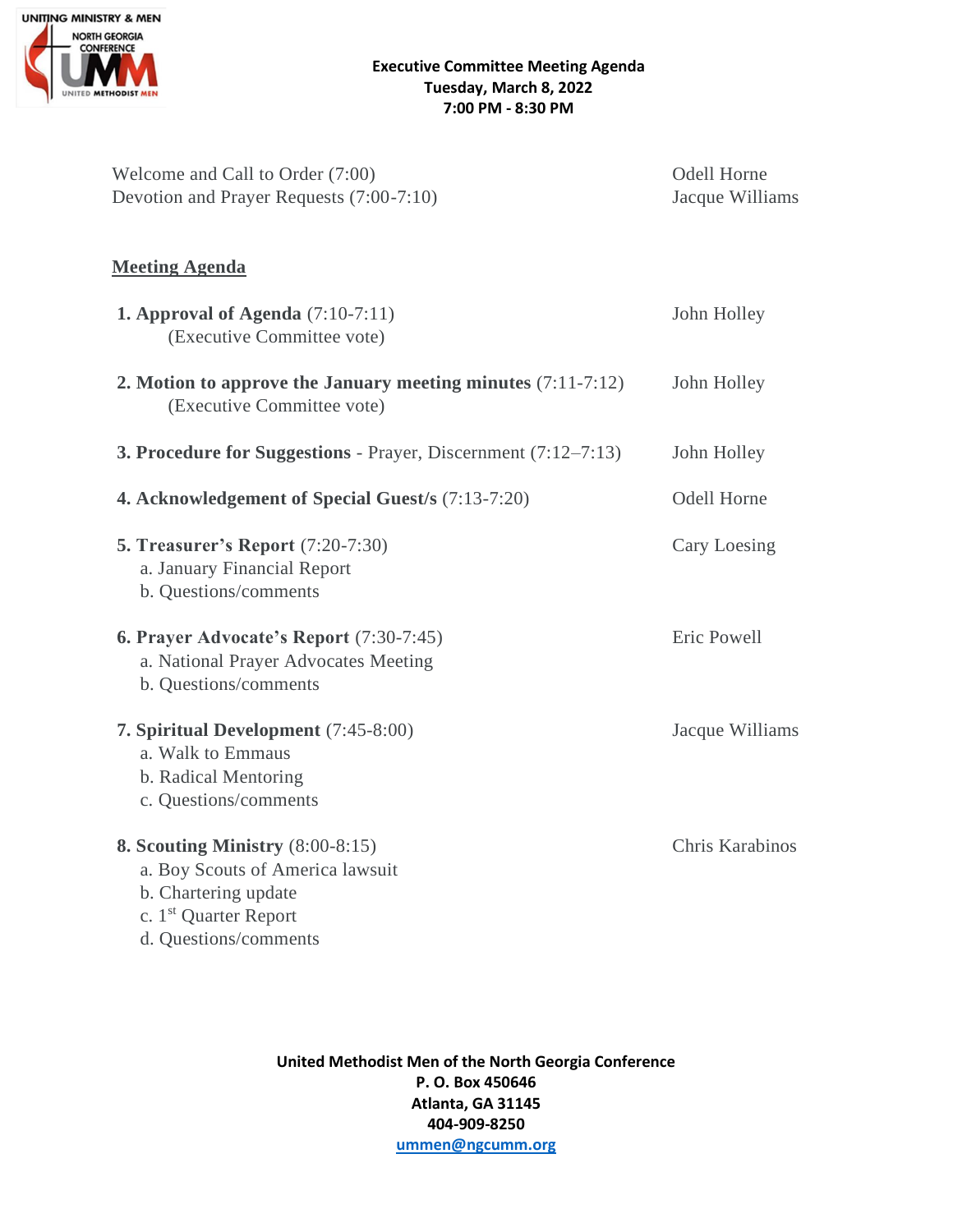# Executive Committee Meeting Agenda

**Tuesday, March 8, 2022**
**7:00 PM - 8:30 PM**

Welcome and Call to Order (7:00) — Odell Horne
Devotion and Prayer Requests (7:00-7:10) — Jacque Williams

## Meeting Agenda

1. **Approval of Agenda** (7:10-7:11) — John Holley
   (Executive Committee vote)

2. **Motion to approve the January meeting minutes** (7:11-7:12) — John Holley
   (Executive Committee vote)

3. **Procedure for Suggestions** - Prayer, Discernment (7:12–7:13) — John Holley

4. **Acknowledgement of Special Guest/s** (7:13-7:20) — Odell Horne

5. **Treasurer's Report** (7:20-7:30) — Cary Loesing
   a. January Financial Report
   b. Questions/comments

6. **Prayer Advocate's Report** (7:30-7:45) — Eric Powell
   a. National Prayer Advocates Meeting
   b. Questions/comments

7. **Spiritual Development** (7:45-8:00) — Jacque Williams
   a. Walk to Emmaus
   b. Radical Mentoring
   c. Questions/comments

8. **Scouting Ministry** (8:00-8:15) — Chris Karabinos
   a. Boy Scouts of America lawsuit
   b. Chartering update
   c. 1st Quarter Report
   d. Questions/comments

**United Methodist Men of the North Georgia Conference**
**P. O. Box 450646**
**Atlanta, GA 31145**
**404-909-8250**
**ummen@ngcumm.org**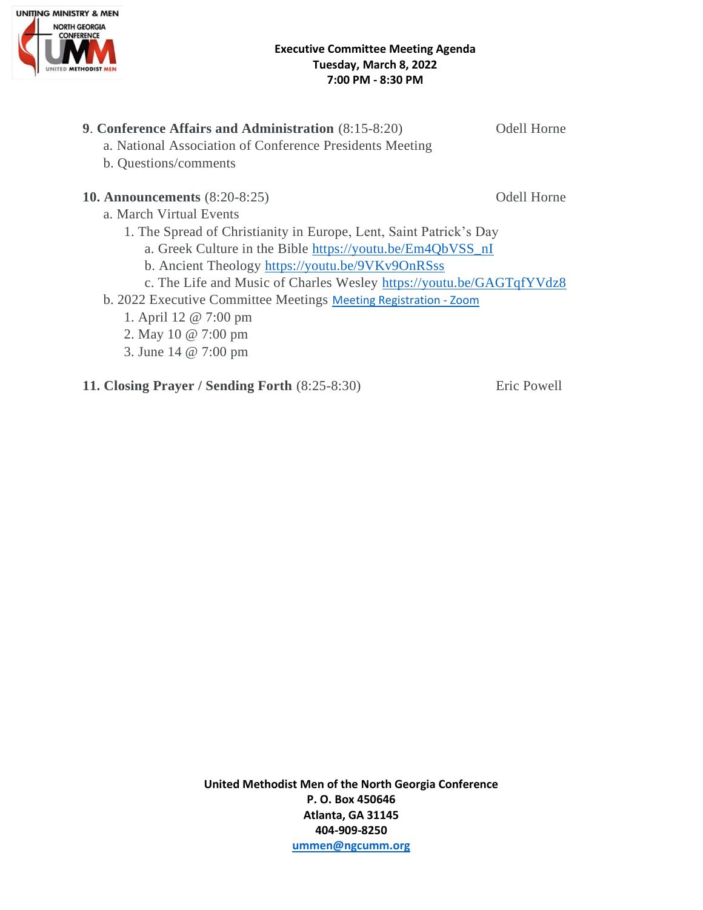**Executive Committee Meeting Agenda**
**Tuesday, March 8, 2022**
**7:00 PM - 8:30 PM**

**9. Conference Affairs and Administration** (8:15-8:20) Odell Horne

a. National Association of Conference Presidents Meeting

b. Questions/comments

**10. Announcements** (8:20-8:25) Odell Horne

a. March Virtual Events

1. The Spread of Christianity in Europe, Lent, Saint Patrick's Day
   a. Greek Culture in the Bible https://youtu.be/Em4QbVSS_nI
   b. Ancient Theology https://youtu.be/9VKv9OnRSss
   c. The Life and Music of Charles Wesley https://youtu.be/GAGTqfYVdz8

b. 2022 Executive Committee Meetings Meeting Registration - Zoom

1. April 12 @ 7:00 pm
2. May 10 @ 7:00 pm
3. June 14 @ 7:00 pm

**11. Closing Prayer / Sending Forth** (8:25-8:30) Eric Powell

**United Methodist Men of the North Georgia Conference**
**P. O. Box 450646**
**Atlanta, GA 31145**
**404-909-8250**
**ummen@ngcumm.org**